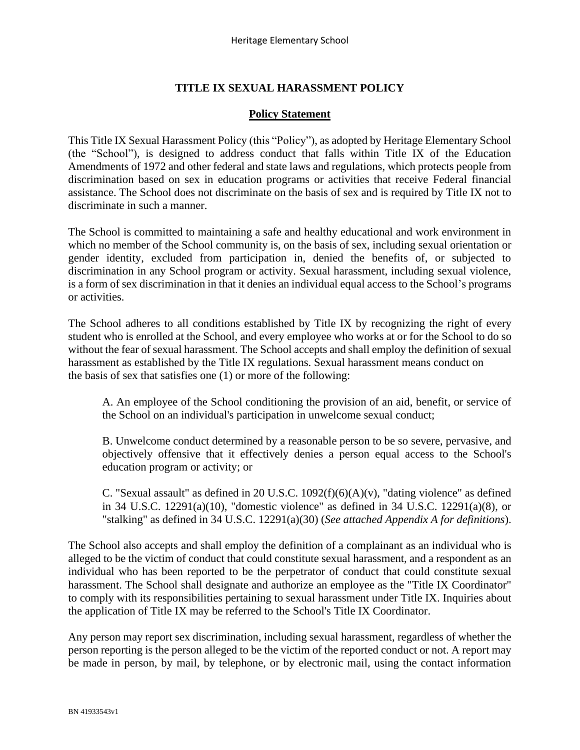# TITLE IX SEXUAL HARASSMENT POLICY

## Policy Statement

This Title IX Sexual Harassment Policy (this "Policy"), as adopted by Heritage Elementary School (the "School"), is designed to address conduct that falls within Title IX of the Education Amendments of 1972 and other federal and state laws and regulations, which protects people from discrimination based on sex in education programs or activities that receive Federal financial assistance. The School does not discriminate on the basis of sex and is required by Title IX not to discriminate in such a manner.

The School is committed to maintaining a safe and healthy educational and work environment in which no member of the School community is, on the basis of sex, including sexual orientation or gender identity, excluded from participation in, denied the benefits of, or subjected to discrimination in any School program or activity. Sexual harassment, including sexual violence, is a form of sex discrimination in that it denies an individual equal access to the School's programs or activities.

The School adheres to all conditions established by Title IX by recognizing the right of every student who is enrolled at the School, and every employee who works at or for the School to do so without the fear of sexual harassment. The School accepts and shall employ the definition of sexual harassment as established by the Title IX regulations. Sexual harassment means conduct on the basis of sex that satisfies one (1) or more of the following:

A. An employee of the School conditioning the provision of an aid, benefit, or service of the School on an individual's participation in unwelcome sexual conduct;

B. Unwelcome conduct determined by a reasonable person to be so severe, pervasive, and objectively offensive that it effectively denies a person equal access to the School's education program or activity; or

C. "Sexual assault" as defined in 20 U.S.C. 1092(f)(6)(A)(v), "dating violence" as defined in 34 U.S.C. 12291(a)(10), "domestic violence" as defined in 34 U.S.C. 12291(a)(8), or "stalking" as defined in 34 U.S.C. 12291(a)(30) (*See attached Appendix A for definitions*).

The School also accepts and shall employ the definition of a complainant as an individual who is alleged to be the victim of conduct that could constitute sexual harassment, and a respondent as an individual who has been reported to be the perpetrator of conduct that could constitute sexual harassment. The School shall designate and authorize an employee as the "Title IX Coordinator" to comply with its responsibilities pertaining to sexual harassment under Title IX. Inquiries about the application of Title IX may be referred to the School's Title IX Coordinator.

Any person may report sex discrimination, including sexual harassment, regardless of whether the person reporting is the person alleged to be the victim of the reported conduct or not. A report may be made in person, by mail, by telephone, or by electronic mail, using the contact information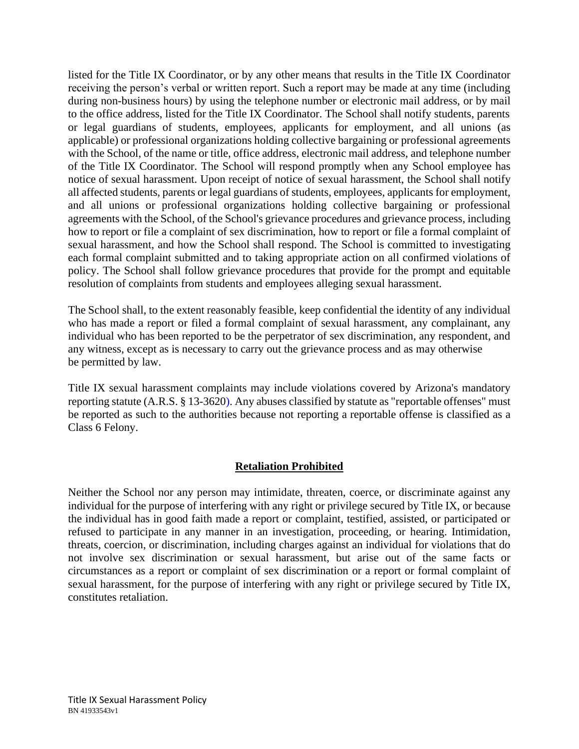listed for the Title IX Coordinator, or by any other means that results in the Title IX Coordinator receiving the person's verbal or written report. Such a report may be made at any time (including during non-business hours) by using the telephone number or electronic mail address, or by mail to the office address, listed for the Title IX Coordinator. The School shall notify students, parents or legal guardians of students, employees, applicants for employment, and all unions (as applicable) or professional organizations holding collective bargaining or professional agreements with the School, of the name or title, office address, electronic mail address, and telephone number of the Title IX Coordinator. The School will respond promptly when any School employee has notice of sexual harassment. Upon receipt of notice of sexual harassment, the School shall notify all affected students, parents or legal guardians of students, employees, applicants for employment, and all unions or professional organizations holding collective bargaining or professional agreements with the School, of the School's grievance procedures and grievance process, including how to report or file a complaint of sex discrimination, how to report or file a formal complaint of sexual harassment, and how the School shall respond. The School is committed to investigating each formal complaint submitted and to taking appropriate action on all confirmed violations of policy. The School shall follow grievance procedures that provide for the prompt and equitable resolution of complaints from students and employees alleging sexual harassment.

The School shall, to the extent reasonably feasible, keep confidential the identity of any individual who has made a report or filed a formal complaint of sexual harassment, any complainant, any individual who has been reported to be the perpetrator of sex discrimination, any respondent, and any witness, except as is necessary to carry out the grievance process and as may otherwise be permitted by law.

Title IX sexual harassment complaints may include violations covered by Arizona's mandatory reporting statute (A.R.S. § 13-3620). Any abuses classified by statute as "reportable offenses" must be reported as such to the authorities because not reporting a reportable offense is classified as a Class 6 Felony.

## Retaliation Prohibited

Neither the School nor any person may intimidate, threaten, coerce, or discriminate against any individual for the purpose of interfering with any right or privilege secured by Title IX, or because the individual has in good faith made a report or complaint, testified, assisted, or participated or refused to participate in any manner in an investigation, proceeding, or hearing. Intimidation, threats, coercion, or discrimination, including charges against an individual for violations that do not involve sex discrimination or sexual harassment, but arise out of the same facts or circumstances as a report or complaint of sex discrimination or a report or formal complaint of sexual harassment, for the purpose of interfering with any right or privilege secured by Title IX, constitutes retaliation.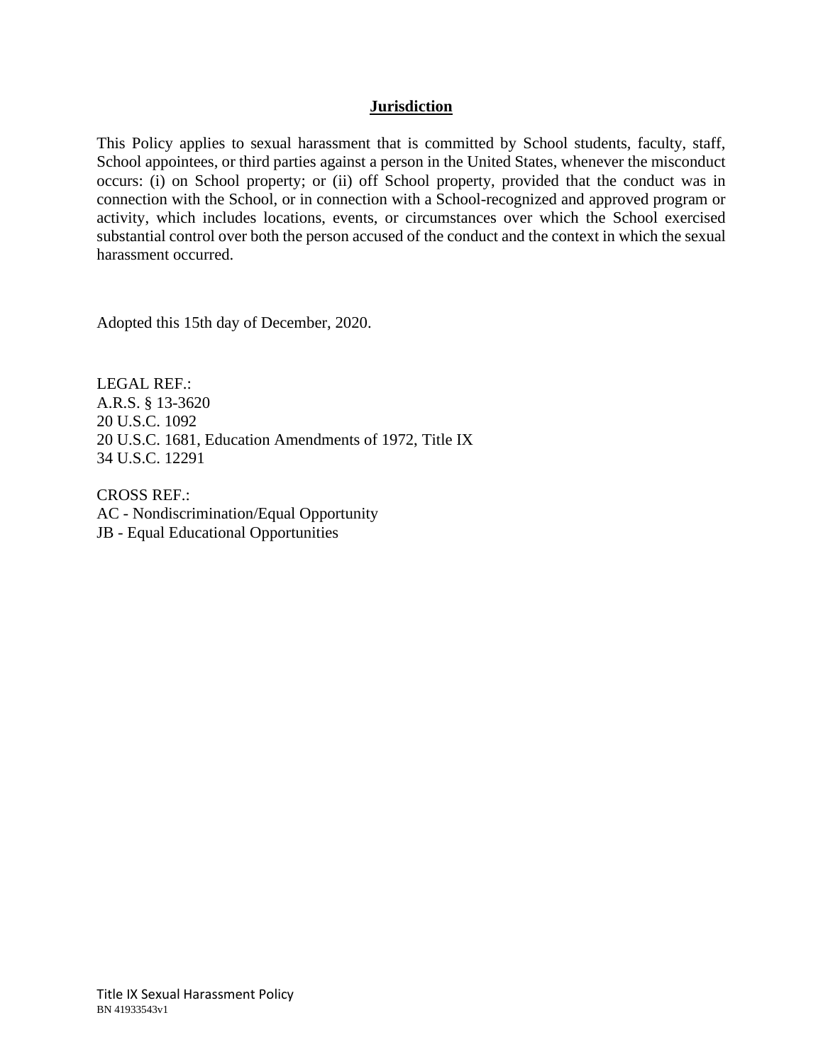## Jurisdiction

This Policy applies to sexual harassment that is committed by School students, faculty, staff, School appointees, or third parties against a person in the United States, whenever the misconduct occurs: (i) on School property; or (ii) off School property, provided that the conduct was in connection with the School, or in connection with a School-recognized and approved program or activity, which includes locations, events, or circumstances over which the School exercised substantial control over both the person accused of the conduct and the context in which the sexual harassment occurred.

Adopted this 15th day of December, 2020.

LEGAL REF.:
A.R.S. § 13-3620
20 U.S.C. 1092
20 U.S.C. 1681, Education Amendments of 1972, Title IX
34 U.S.C. 12291

CROSS REF.:
AC - Nondiscrimination/Equal Opportunity
JB - Equal Educational Opportunities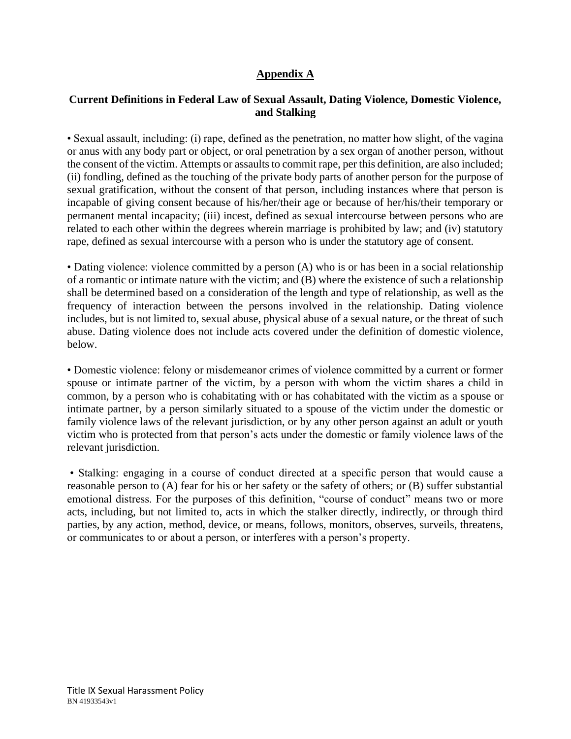## Appendix A

### Current Definitions in Federal Law of Sexual Assault, Dating Violence, Domestic Violence, and Stalking

• Sexual assault, including: (i) rape, defined as the penetration, no matter how slight, of the vagina or anus with any body part or object, or oral penetration by a sex organ of another person, without the consent of the victim. Attempts or assaults to commit rape, per this definition, are also included; (ii) fondling, defined as the touching of the private body parts of another person for the purpose of sexual gratification, without the consent of that person, including instances where that person is incapable of giving consent because of his/her/their age or because of her/his/their temporary or permanent mental incapacity; (iii) incest, defined as sexual intercourse between persons who are related to each other within the degrees wherein marriage is prohibited by law; and (iv) statutory rape, defined as sexual intercourse with a person who is under the statutory age of consent.

• Dating violence: violence committed by a person (A) who is or has been in a social relationship of a romantic or intimate nature with the victim; and (B) where the existence of such a relationship shall be determined based on a consideration of the length and type of relationship, as well as the frequency of interaction between the persons involved in the relationship. Dating violence includes, but is not limited to, sexual abuse, physical abuse of a sexual nature, or the threat of such abuse. Dating violence does not include acts covered under the definition of domestic violence, below.

• Domestic violence: felony or misdemeanor crimes of violence committed by a current or former spouse or intimate partner of the victim, by a person with whom the victim shares a child in common, by a person who is cohabitating with or has cohabitated with the victim as a spouse or intimate partner, by a person similarly situated to a spouse of the victim under the domestic or family violence laws of the relevant jurisdiction, or by any other person against an adult or youth victim who is protected from that person's acts under the domestic or family violence laws of the relevant jurisdiction.

• Stalking: engaging in a course of conduct directed at a specific person that would cause a reasonable person to (A) fear for his or her safety or the safety of others; or (B) suffer substantial emotional distress. For the purposes of this definition, "course of conduct" means two or more acts, including, but not limited to, acts in which the stalker directly, indirectly, or through third parties, by any action, method, device, or means, follows, monitors, observes, surveils, threatens, or communicates to or about a person, or interferes with a person's property.